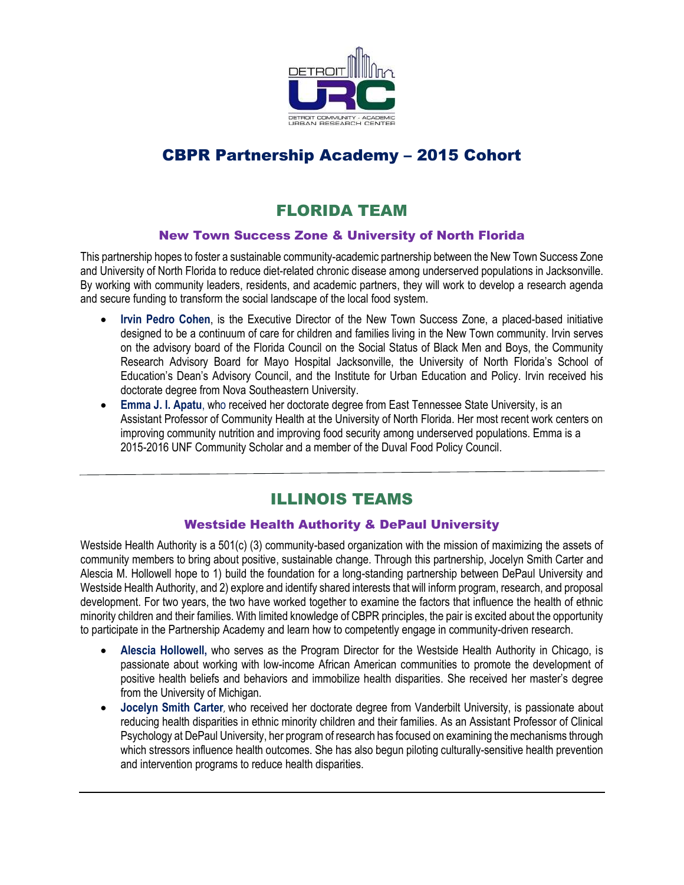# CBPR Partnership Academy – 2015 Cohort

## FLORIDA TEAM

### New Town Success Zone & University of North Florida

This partnership hopes to foster a sustainable community-academic partnership between the New Town Success Zone and University of North Florida to reduce diet-related chronic disease among underserved populations in Jacksonville. By working with community leaders, residents, and academic partners, they will work to develop a research agenda and secure funding to transform the social landscape of the local food system.

- **Irvin Pedro Cohen**, is the Executive Director of the New Town Success Zone, a placed-based initiative designed to be a continuum of care for children and families living in the New Town community. Irvin serves on the advisory board of the Florida Council on the Social Status of Black Men and Boys, the Community Research Advisory Board for Mayo Hospital Jacksonville, the University of North Florida's School of Education's Dean's Advisory Council, and the Institute for Urban Education and Policy. Irvin received his doctorate degree from Nova Southeastern University.
- **Emma J. I. Apatu**, who received her doctorate degree from East Tennessee State University, is an Assistant Professor of Community Health at the University of North Florida. Her most recent work centers on improving community nutrition and improving food security among underserved populations. Emma is a 2015-2016 UNF Community Scholar and a member of the Duval Food Policy Council.

---

## ILLINOIS TEAMS

### Westside Health Authority & DePaul University

Westside Health Authority is a 501(c) (3) community-based organization with the mission of maximizing the assets of community members to bring about positive, sustainable change. Through this partnership, Jocelyn Smith Carter and Alescia M. Hollowell hope to 1) build the foundation for a long-standing partnership between DePaul University and Westside Health Authority, and 2) explore and identify shared interests that will inform program, research, and proposal development. For two years, the two have worked together to examine the factors that influence the health of ethnic minority children and their families. With limited knowledge of CBPR principles, the pair is excited about the opportunity to participate in the Partnership Academy and learn how to competently engage in community-driven research.

- **Alescia Hollowell,** who serves as the Program Director for the Westside Health Authority in Chicago, is passionate about working with low-income African American communities to promote the development of positive health beliefs and behaviors and immobilize health disparities. She received her master's degree from the University of Michigan.
- **Jocelyn Smith Carter**, who received her doctorate degree from Vanderbilt University, is passionate about reducing health disparities in ethnic minority children and their families. As an Assistant Professor of Clinical Psychology at DePaul University, her program of research has focused on examining the mechanisms through which stressors influence health outcomes. She has also begun piloting culturally-sensitive health prevention and intervention programs to reduce health disparities.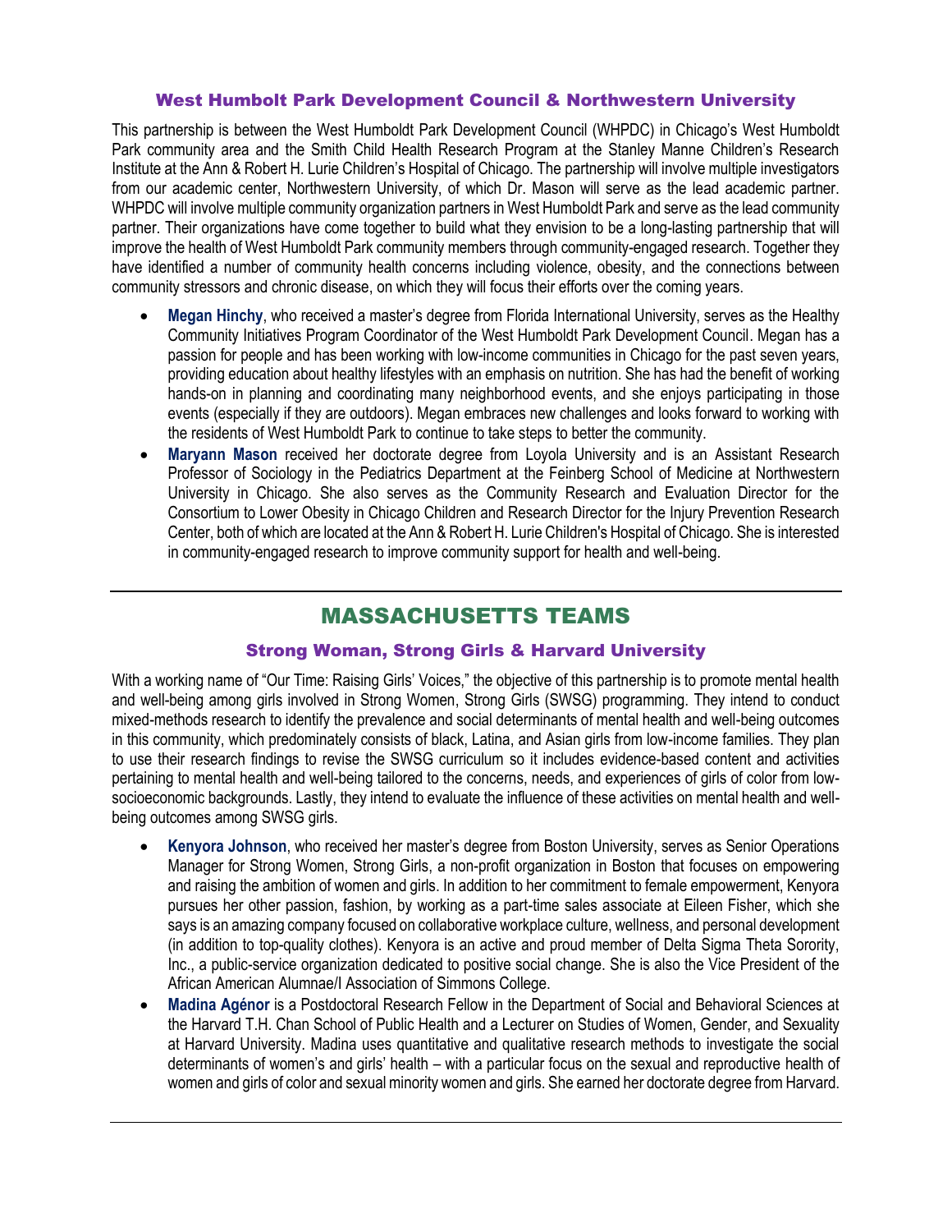### West Humbolt Park Development Council & Northwestern University

This partnership is between the West Humboldt Park Development Council (WHPDC) in Chicago's West Humboldt Park community area and the Smith Child Health Research Program at the Stanley Manne Children's Research Institute at the Ann & Robert H. Lurie Children's Hospital of Chicago. The partnership will involve multiple investigators from our academic center, Northwestern University, of which Dr. Mason will serve as the lead academic partner. WHPDC will involve multiple community organization partners in West Humboldt Park and serve as the lead community partner. Their organizations have come together to build what they envision to be a long-lasting partnership that will improve the health of West Humboldt Park community members through community-engaged research. Together they have identified a number of community health concerns including violence, obesity, and the connections between community stressors and chronic disease, on which they will focus their efforts over the coming years.

- **Megan Hinchy**, who received a master's degree from Florida International University, serves as the Healthy Community Initiatives Program Coordinator of the West Humboldt Park Development Council. Megan has a passion for people and has been working with low-income communities in Chicago for the past seven years, providing education about healthy lifestyles with an emphasis on nutrition. She has had the benefit of working hands-on in planning and coordinating many neighborhood events, and she enjoys participating in those events (especially if they are outdoors). Megan embraces new challenges and looks forward to working with the residents of West Humboldt Park to continue to take steps to better the community.
- **Maryann Mason** received her doctorate degree from Loyola University and is an Assistant Research Professor of Sociology in the Pediatrics Department at the Feinberg School of Medicine at Northwestern University in Chicago. She also serves as the Community Research and Evaluation Director for the Consortium to Lower Obesity in Chicago Children and Research Director for the Injury Prevention Research Center, both of which are located at the Ann & Robert H. Lurie Children's Hospital of Chicago. She is interested in community-engaged research to improve community support for health and well-being.

## MASSACHUSETTS TEAMS

### Strong Woman, Strong Girls & Harvard University

With a working name of "Our Time: Raising Girls' Voices," the objective of this partnership is to promote mental health and well-being among girls involved in Strong Women, Strong Girls (SWSG) programming. They intend to conduct mixed-methods research to identify the prevalence and social determinants of mental health and well-being outcomes in this community, which predominately consists of black, Latina, and Asian girls from low-income families. They plan to use their research findings to revise the SWSG curriculum so it includes evidence-based content and activities pertaining to mental health and well-being tailored to the concerns, needs, and experiences of girls of color from low-socioeconomic backgrounds. Lastly, they intend to evaluate the influence of these activities on mental health and well-being outcomes among SWSG girls.

- **Kenyora Johnson**, who received her master's degree from Boston University, serves as Senior Operations Manager for Strong Women, Strong Girls, a non-profit organization in Boston that focuses on empowering and raising the ambition of women and girls. In addition to her commitment to female empowerment, Kenyora pursues her other passion, fashion, by working as a part-time sales associate at Eileen Fisher, which she says is an amazing company focused on collaborative workplace culture, wellness, and personal development (in addition to top-quality clothes). Kenyora is an active and proud member of Delta Sigma Theta Sorority, Inc., a public-service organization dedicated to positive social change. She is also the Vice President of the African American Alumnae/I Association of Simmons College.
- **Madina Agénor** is a Postdoctoral Research Fellow in the Department of Social and Behavioral Sciences at the Harvard T.H. Chan School of Public Health and a Lecturer on Studies of Women, Gender, and Sexuality at Harvard University. Madina uses quantitative and qualitative research methods to investigate the social determinants of women's and girls' health – with a particular focus on the sexual and reproductive health of women and girls of color and sexual minority women and girls. She earned her doctorate degree from Harvard.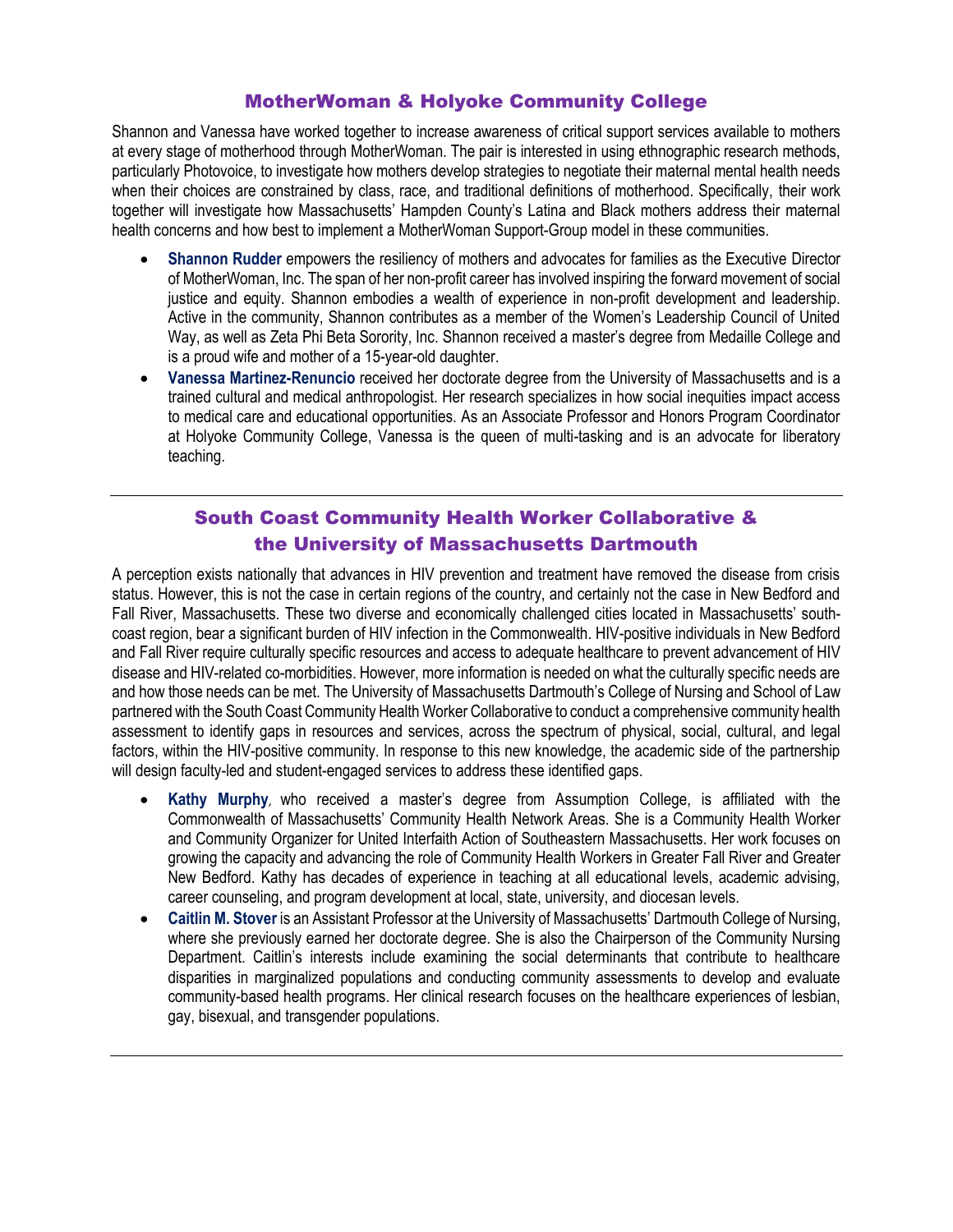## MotherWoman & Holyoke Community College

Shannon and Vanessa have worked together to increase awareness of critical support services available to mothers at every stage of motherhood through MotherWoman. The pair is interested in using ethnographic research methods, particularly Photovoice, to investigate how mothers develop strategies to negotiate their maternal mental health needs when their choices are constrained by class, race, and traditional definitions of motherhood. Specifically, their work together will investigate how Massachusetts' Hampden County's Latina and Black mothers address their maternal health concerns and how best to implement a MotherWoman Support-Group model in these communities.

- **Shannon Rudder** empowers the resiliency of mothers and advocates for families as the Executive Director of MotherWoman, Inc. The span of her non-profit career has involved inspiring the forward movement of social justice and equity. Shannon embodies a wealth of experience in non-profit development and leadership. Active in the community, Shannon contributes as a member of the Women's Leadership Council of United Way, as well as Zeta Phi Beta Sorority, Inc. Shannon received a master's degree from Medaille College and is a proud wife and mother of a 15-year-old daughter.
- **Vanessa Martinez-Renuncio** received her doctorate degree from the University of Massachusetts and is a trained cultural and medical anthropologist. Her research specializes in how social inequities impact access to medical care and educational opportunities. As an Associate Professor and Honors Program Coordinator at Holyoke Community College, Vanessa is the queen of multi-tasking and is an advocate for liberatory teaching.

---

## South Coast Community Health Worker Collaborative & the University of Massachusetts Dartmouth

A perception exists nationally that advances in HIV prevention and treatment have removed the disease from crisis status. However, this is not the case in certain regions of the country, and certainly not the case in New Bedford and Fall River, Massachusetts. These two diverse and economically challenged cities located in Massachusetts' south-coast region, bear a significant burden of HIV infection in the Commonwealth. HIV-positive individuals in New Bedford and Fall River require culturally specific resources and access to adequate healthcare to prevent advancement of HIV disease and HIV-related co-morbidities. However, more information is needed on what the culturally specific needs are and how those needs can be met. The University of Massachusetts Dartmouth's College of Nursing and School of Law partnered with the South Coast Community Health Worker Collaborative to conduct a comprehensive community health assessment to identify gaps in resources and services, across the spectrum of physical, social, cultural, and legal factors, within the HIV-positive community. In response to this new knowledge, the academic side of the partnership will design faculty-led and student-engaged services to address these identified gaps.

- **Kathy Murphy**, who received a master's degree from Assumption College, is affiliated with the Commonwealth of Massachusetts' Community Health Network Areas. She is a Community Health Worker and Community Organizer for United Interfaith Action of Southeastern Massachusetts. Her work focuses on growing the capacity and advancing the role of Community Health Workers in Greater Fall River and Greater New Bedford. Kathy has decades of experience in teaching at all educational levels, academic advising, career counseling, and program development at local, state, university, and diocesan levels.
- **Caitlin M. Stover** is an Assistant Professor at the University of Massachusetts' Dartmouth College of Nursing, where she previously earned her doctorate degree. She is also the Chairperson of the Community Nursing Department. Caitlin's interests include examining the social determinants that contribute to healthcare disparities in marginalized populations and conducting community assessments to develop and evaluate community-based health programs. Her clinical research focuses on the healthcare experiences of lesbian, gay, bisexual, and transgender populations.

---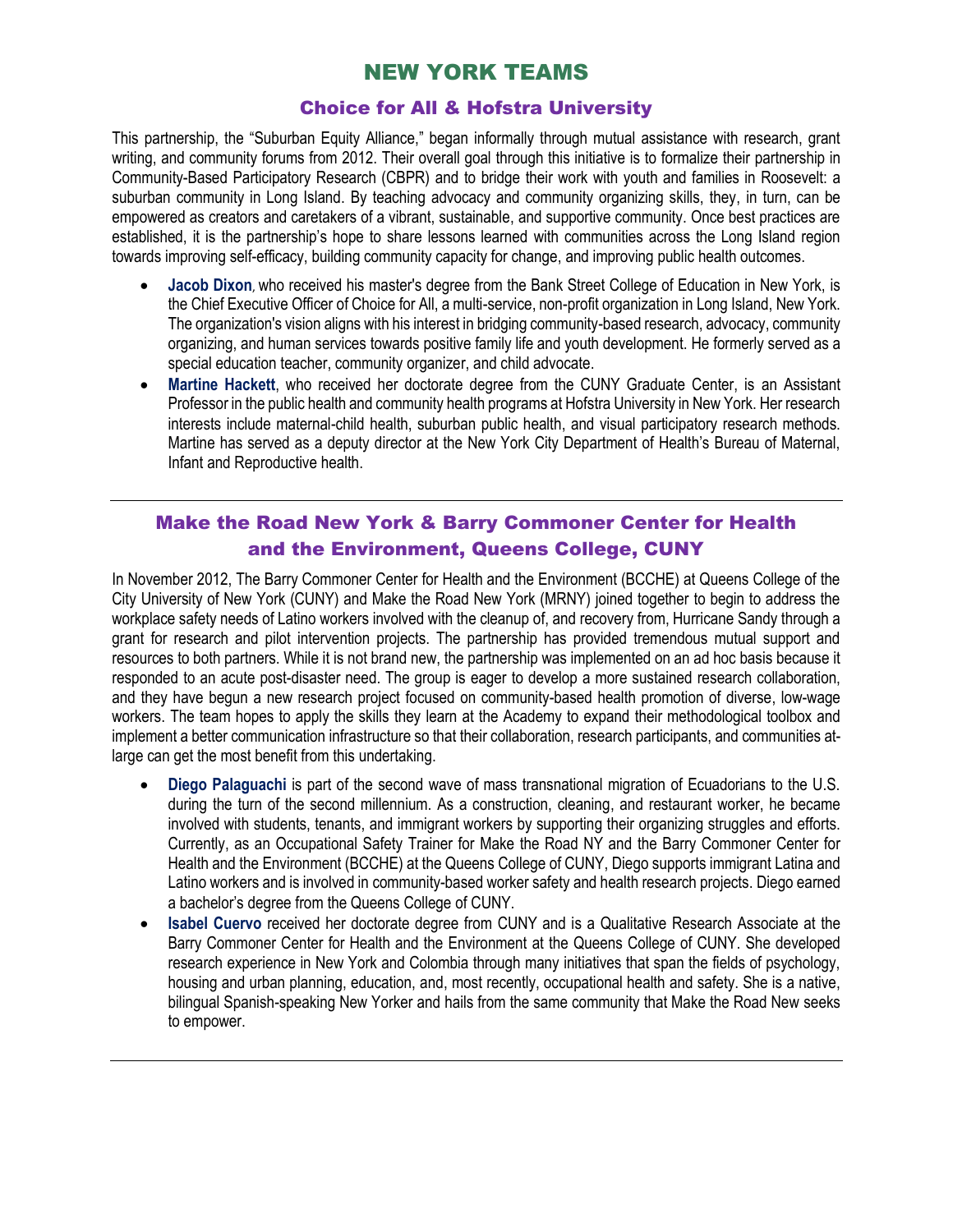# NEW YORK TEAMS

## Choice for All & Hofstra University

This partnership, the "Suburban Equity Alliance," began informally through mutual assistance with research, grant writing, and community forums from 2012. Their overall goal through this initiative is to formalize their partnership in Community-Based Participatory Research (CBPR) and to bridge their work with youth and families in Roosevelt: a suburban community in Long Island. By teaching advocacy and community organizing skills, they, in turn, can be empowered as creators and caretakers of a vibrant, sustainable, and supportive community. Once best practices are established, it is the partnership's hope to share lessons learned with communities across the Long Island region towards improving self-efficacy, building community capacity for change, and improving public health outcomes.

- **Jacob Dixon**, who received his master's degree from the Bank Street College of Education in New York, is the Chief Executive Officer of Choice for All, a multi-service, non-profit organization in Long Island, New York. The organization's vision aligns with his interest in bridging community-based research, advocacy, community organizing, and human services towards positive family life and youth development. He formerly served as a special education teacher, community organizer, and child advocate.
- **Martine Hackett**, who received her doctorate degree from the CUNY Graduate Center, is an Assistant Professor in the public health and community health programs at Hofstra University in New York. Her research interests include maternal-child health, suburban public health, and visual participatory research methods. Martine has served as a deputy director at the New York City Department of Health's Bureau of Maternal, Infant and Reproductive health.

---

## Make the Road New York & Barry Commoner Center for Health and the Environment, Queens College, CUNY

In November 2012, The Barry Commoner Center for Health and the Environment (BCCHE) at Queens College of the City University of New York (CUNY) and Make the Road New York (MRNY) joined together to begin to address the workplace safety needs of Latino workers involved with the cleanup of, and recovery from, Hurricane Sandy through a grant for research and pilot intervention projects. The partnership has provided tremendous mutual support and resources to both partners. While it is not brand new, the partnership was implemented on an ad hoc basis because it responded to an acute post-disaster need. The group is eager to develop a more sustained research collaboration, and they have begun a new research project focused on community-based health promotion of diverse, low-wage workers. The team hopes to apply the skills they learn at the Academy to expand their methodological toolbox and implement a better communication infrastructure so that their collaboration, research participants, and communities at-large can get the most benefit from this undertaking.

- **Diego Palaguachi** is part of the second wave of mass transnational migration of Ecuadorians to the U.S. during the turn of the second millennium. As a construction, cleaning, and restaurant worker, he became involved with students, tenants, and immigrant workers by supporting their organizing struggles and efforts. Currently, as an Occupational Safety Trainer for Make the Road NY and the Barry Commoner Center for Health and the Environment (BCCHE) at the Queens College of CUNY, Diego supports immigrant Latina and Latino workers and is involved in community-based worker safety and health research projects. Diego earned a bachelor's degree from the Queens College of CUNY.
- **Isabel Cuervo** received her doctorate degree from CUNY and is a Qualitative Research Associate at the Barry Commoner Center for Health and the Environment at the Queens College of CUNY. She developed research experience in New York and Colombia through many initiatives that span the fields of psychology, housing and urban planning, education, and, most recently, occupational health and safety. She is a native, bilingual Spanish-speaking New Yorker and hails from the same community that Make the Road New seeks to empower.

---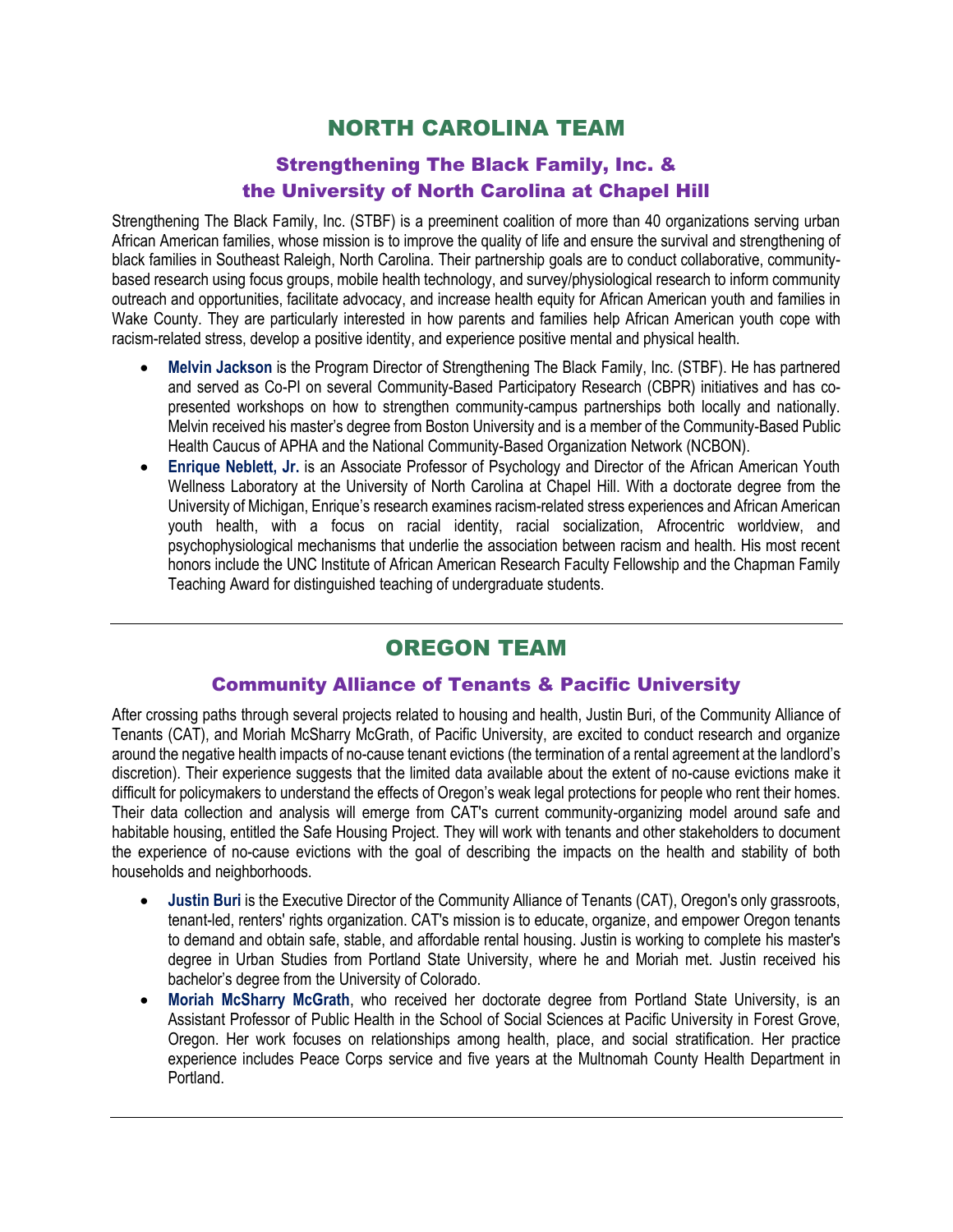## NORTH CAROLINA TEAM

### Strengthening The Black Family, Inc. & the University of North Carolina at Chapel Hill

Strengthening The Black Family, Inc. (STBF) is a preeminent coalition of more than 40 organizations serving urban African American families, whose mission is to improve the quality of life and ensure the survival and strengthening of black families in Southeast Raleigh, North Carolina. Their partnership goals are to conduct collaborative, community-based research using focus groups, mobile health technology, and survey/physiological research to inform community outreach and opportunities, facilitate advocacy, and increase health equity for African American youth and families in Wake County. They are particularly interested in how parents and families help African American youth cope with racism-related stress, develop a positive identity, and experience positive mental and physical health.

- **Melvin Jackson** is the Program Director of Strengthening The Black Family, Inc. (STBF). He has partnered and served as Co-PI on several Community-Based Participatory Research (CBPR) initiatives and has co-presented workshops on how to strengthen community-campus partnerships both locally and nationally. Melvin received his master's degree from Boston University and is a member of the Community-Based Public Health Caucus of APHA and the National Community-Based Organization Network (NCBON).
- **Enrique Neblett, Jr.** is an Associate Professor of Psychology and Director of the African American Youth Wellness Laboratory at the University of North Carolina at Chapel Hill. With a doctorate degree from the University of Michigan, Enrique's research examines racism-related stress experiences and African American youth health, with a focus on racial identity, racial socialization, Afrocentric worldview, and psychophysiological mechanisms that underlie the association between racism and health. His most recent honors include the UNC Institute of African American Research Faculty Fellowship and the Chapman Family Teaching Award for distinguished teaching of undergraduate students.

---

## OREGON TEAM

### Community Alliance of Tenants & Pacific University

After crossing paths through several projects related to housing and health, Justin Buri, of the Community Alliance of Tenants (CAT), and Moriah McSharry McGrath, of Pacific University, are excited to conduct research and organize around the negative health impacts of no-cause tenant evictions (the termination of a rental agreement at the landlord's discretion). Their experience suggests that the limited data available about the extent of no-cause evictions make it difficult for policymakers to understand the effects of Oregon's weak legal protections for people who rent their homes. Their data collection and analysis will emerge from CAT's current community-organizing model around safe and habitable housing, entitled the Safe Housing Project. They will work with tenants and other stakeholders to document the experience of no-cause evictions with the goal of describing the impacts on the health and stability of both households and neighborhoods.

- **Justin Buri** is the Executive Director of the Community Alliance of Tenants (CAT), Oregon's only grassroots, tenant-led, renters' rights organization. CAT's mission is to educate, organize, and empower Oregon tenants to demand and obtain safe, stable, and affordable rental housing. Justin is working to complete his master's degree in Urban Studies from Portland State University, where he and Moriah met. Justin received his bachelor's degree from the University of Colorado.
- **Moriah McSharry McGrath**, who received her doctorate degree from Portland State University, is an Assistant Professor of Public Health in the School of Social Sciences at Pacific University in Forest Grove, Oregon. Her work focuses on relationships among health, place, and social stratification. Her practice experience includes Peace Corps service and five years at the Multnomah County Health Department in Portland.

---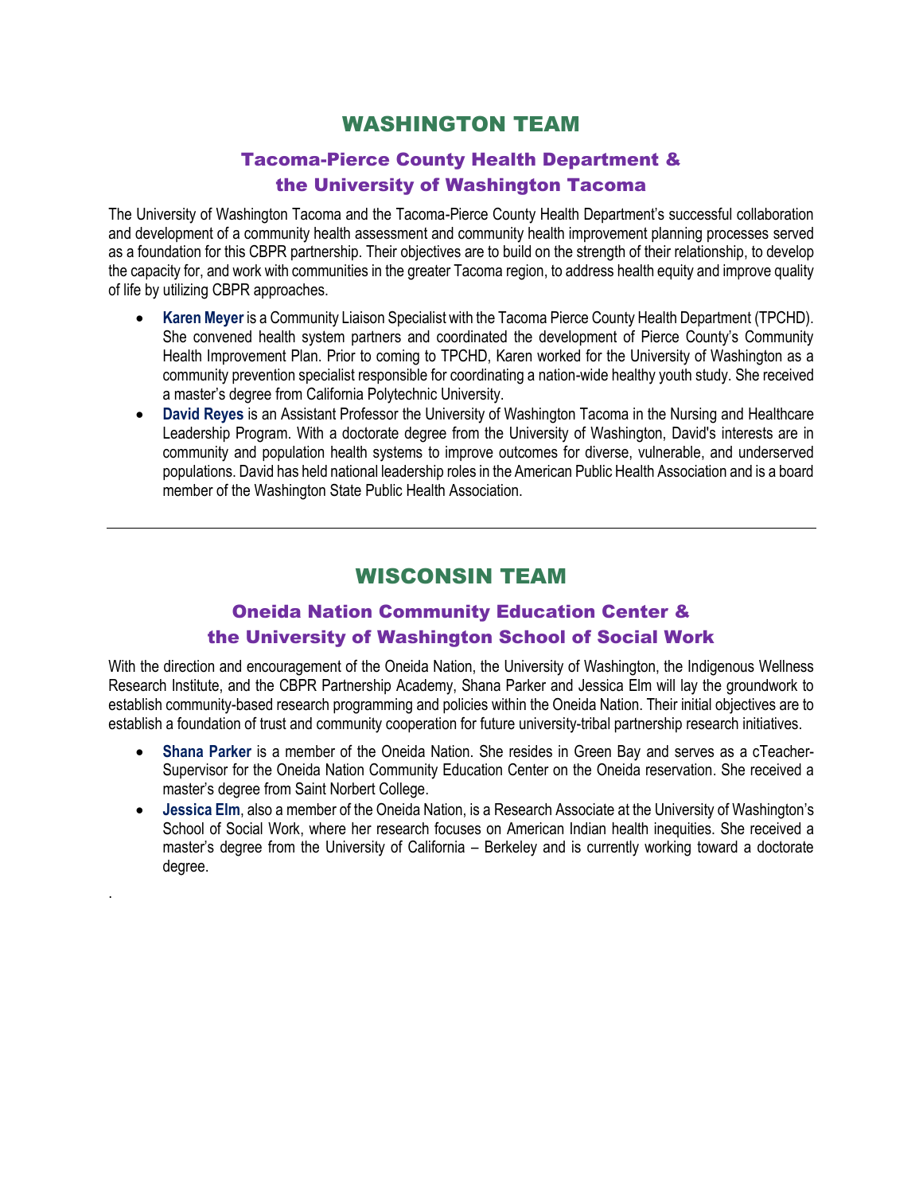## WASHINGTON TEAM

### Tacoma-Pierce County Health Department & the University of Washington Tacoma

The University of Washington Tacoma and the Tacoma-Pierce County Health Department's successful collaboration and development of a community health assessment and community health improvement planning processes served as a foundation for this CBPR partnership. Their objectives are to build on the strength of their relationship, to develop the capacity for, and work with communities in the greater Tacoma region, to address health equity and improve quality of life by utilizing CBPR approaches.

- **Karen Meyer** is a Community Liaison Specialist with the Tacoma Pierce County Health Department (TPCHD). She convened health system partners and coordinated the development of Pierce County's Community Health Improvement Plan. Prior to coming to TPCHD, Karen worked for the University of Washington as a community prevention specialist responsible for coordinating a nation-wide healthy youth study. She received a master's degree from California Polytechnic University.
- **David Reyes** is an Assistant Professor the University of Washington Tacoma in the Nursing and Healthcare Leadership Program. With a doctorate degree from the University of Washington, David's interests are in community and population health systems to improve outcomes for diverse, vulnerable, and underserved populations. David has held national leadership roles in the American Public Health Association and is a board member of the Washington State Public Health Association.

---

## WISCONSIN TEAM

### Oneida Nation Community Education Center & the University of Washington School of Social Work

With the direction and encouragement of the Oneida Nation, the University of Washington, the Indigenous Wellness Research Institute, and the CBPR Partnership Academy, Shana Parker and Jessica Elm will lay the groundwork to establish community-based research programming and policies within the Oneida Nation. Their initial objectives are to establish a foundation of trust and community cooperation for future university-tribal partnership research initiatives.

- **Shana Parker** is a member of the Oneida Nation. She resides in Green Bay and serves as a cTeacher-Supervisor for the Oneida Nation Community Education Center on the Oneida reservation. She received a master's degree from Saint Norbert College.
- **Jessica Elm**, also a member of the Oneida Nation, is a Research Associate at the University of Washington's School of Social Work, where her research focuses on American Indian health inequities. She received a master's degree from the University of California – Berkeley and is currently working toward a doctorate degree.